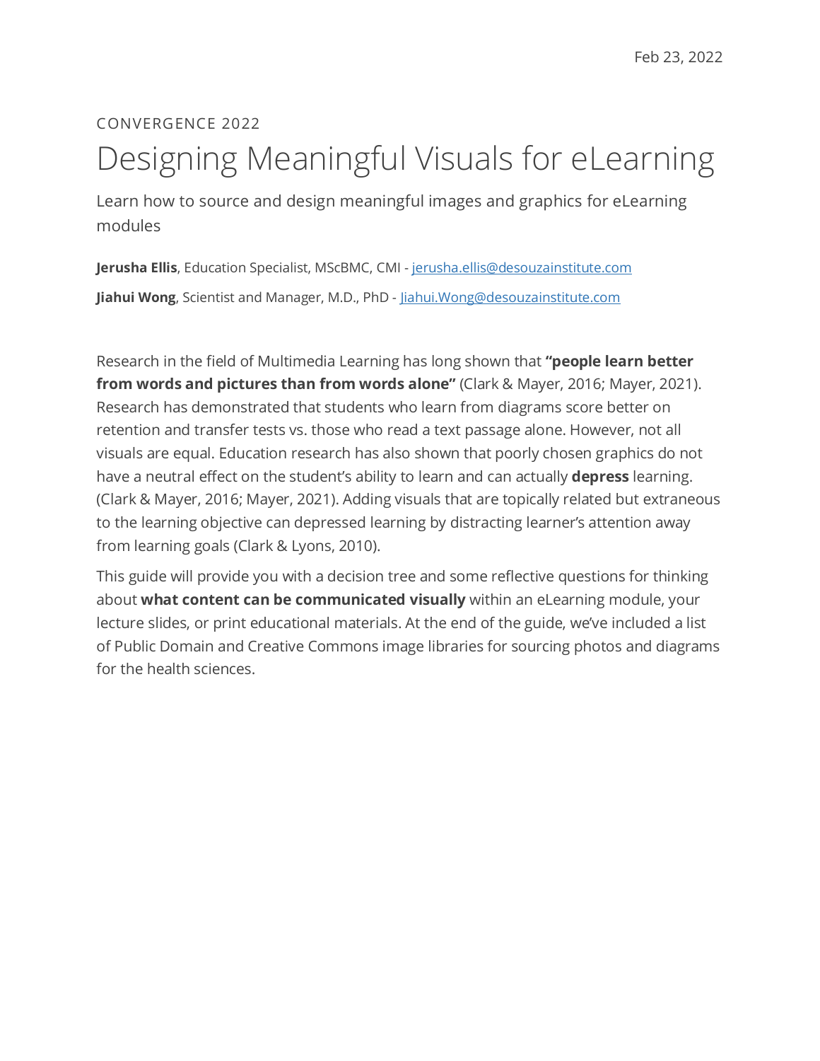Feb 23, 2022

CONVERGENCE 2022

# Designing Meaningful Visuals for eLearning

Learn how to source and design meaningful images and graphics for eLearning modules

**Jerusha Ellis**, Education Specialist, MScBMC, CMI - jerusha.ellis@desouzainstitute.com

**Jiahui Wong**, Scientist and Manager, M.D., PhD - Jiahui.Wong@desouzainstitute.com

Research in the field of Multimedia Learning has long shown that **"people learn better from words and pictures than from words alone"** (Clark & Mayer, 2016; Mayer, 2021). Research has demonstrated that students who learn from diagrams score better on retention and transfer tests vs. those who read a text passage alone. However, not all visuals are equal. Education research has also shown that poorly chosen graphics do not have a neutral effect on the student's ability to learn and can actually **depress** learning. (Clark & Mayer, 2016; Mayer, 2021). Adding visuals that are topically related but extraneous to the learning objective can depressed learning by distracting learner's attention away from learning goals (Clark & Lyons, 2010).

This guide will provide you with a decision tree and some reflective questions for thinking about **what content can be communicated visually** within an eLearning module, your lecture slides, or print educational materials. At the end of the guide, we've included a list of Public Domain and Creative Commons image libraries for sourcing photos and diagrams for the health sciences.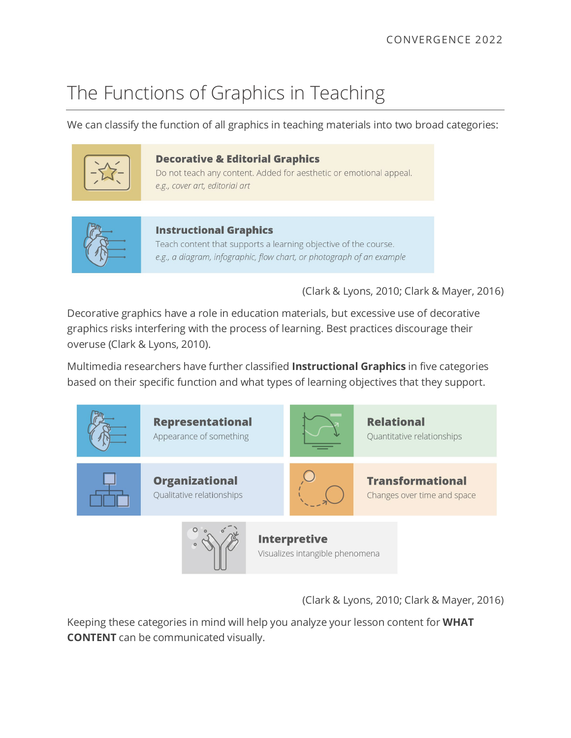# The Functions of Graphics in Teaching

We can classify the function of all graphics in teaching materials into two broad categories:

**Decorative & Editorial Graphics**
Do not teach any content. Added for aesthetic or emotional appeal.
*e.g., cover art, editorial art*

**Instructional Graphics**
Teach content that supports a learning objective of the course.
*e.g., a diagram, infographic, flow chart, or photograph of an example*

(Clark & Lyons, 2010; Clark & Mayer, 2016)

Decorative graphics have a role in education materials, but excessive use of decorative graphics risks interfering with the process of learning. Best practices discourage their overuse (Clark & Lyons, 2010).

Multimedia researchers have further classified **Instructional Graphics** in five categories based on their specific function and what types of learning objectives that they support.

**Representational**
Appearance of something

**Relational**
Quantitative relationships

**Organizational**
Qualitative relationships

**Transformational**
Changes over time and space

**Interpretive**
Visualizes intangible phenomena

(Clark & Lyons, 2010; Clark & Mayer, 2016)

Keeping these categories in mind will help you analyze your lesson content for **WHAT CONTENT** can be communicated visually.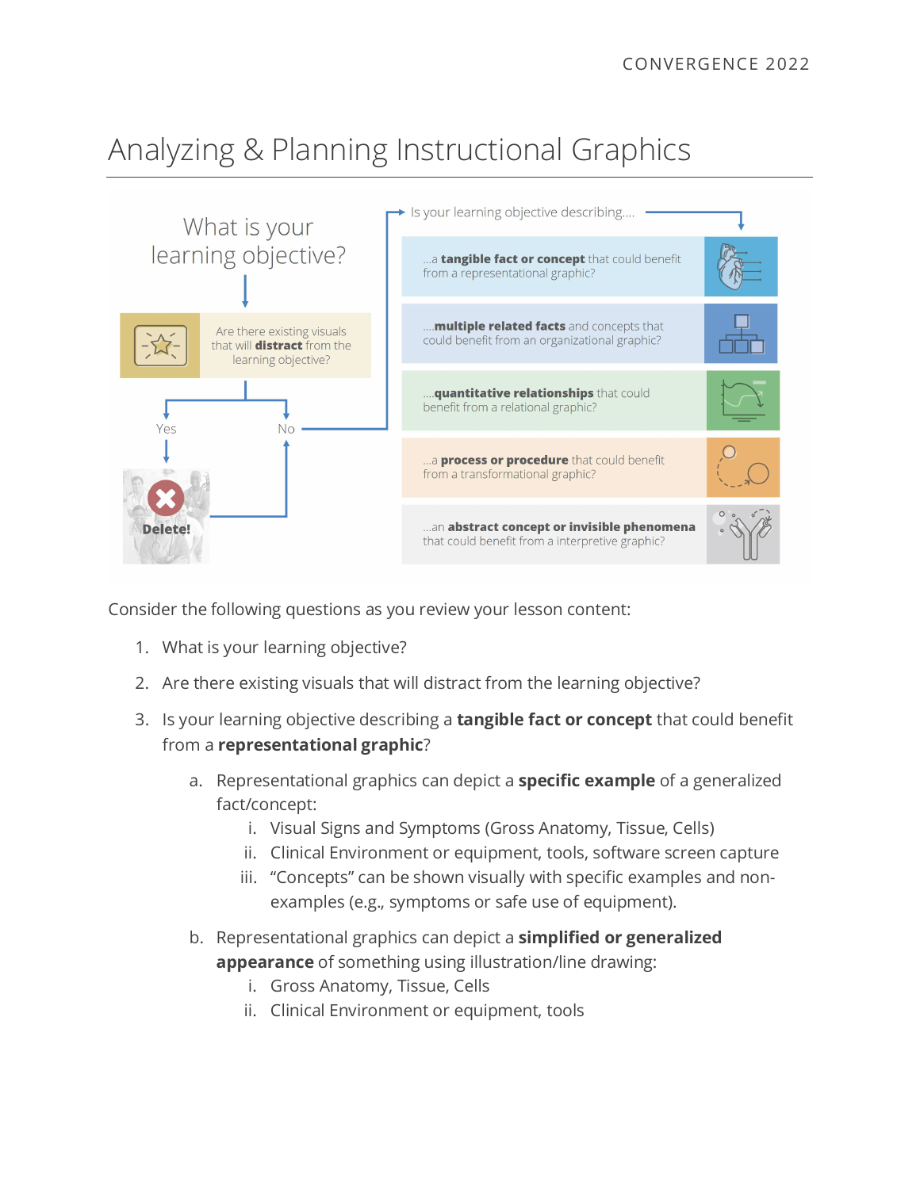# Analyzing & Planning Instructional Graphics

What is your learning objective?

Are there existing visuals that will **distract** from the learning objective?

Yes → Delete!

No → Is your learning objective describing....

- ...a **tangible fact or concept** that could benefit from a representational graphic?
- ....**multiple related facts** and concepts that could benefit from an organizational graphic?
- ....**quantitative relationships** that could benefit from a relational graphic?
- ...a **process or procedure** that could benefit from a transformational graphic?
- ...an **abstract concept or invisible phenomena** that could benefit from a interpretive graphic?

Consider the following questions as you review your lesson content:

1. What is your learning objective?
2. Are there existing visuals that will distract from the learning objective?
3. Is your learning objective describing a **tangible fact or concept** that could benefit from a **representational graphic**?
   a. Representational graphics can depict a **specific example** of a generalized fact/concept:
      i. Visual Signs and Symptoms (Gross Anatomy, Tissue, Cells)
      ii. Clinical Environment or equipment, tools, software screen capture
      iii. "Concepts" can be shown visually with specific examples and non-examples (e.g., symptoms or safe use of equipment).
   b. Representational graphics can depict a **simplified or generalized appearance** of something using illustration/line drawing:
      i. Gross Anatomy, Tissue, Cells
      ii. Clinical Environment or equipment, tools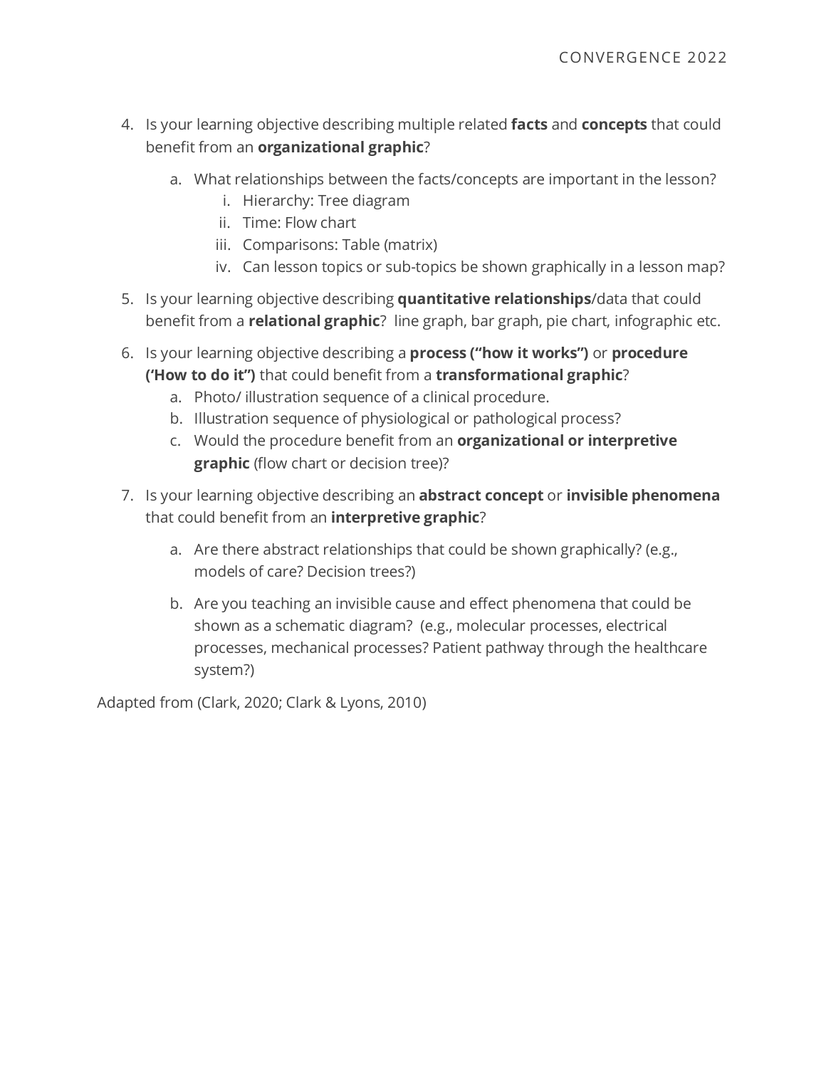4. Is your learning objective describing multiple related **facts** and **concepts** that could benefit from an **organizational graphic**?

   a. What relationships between the facts/concepts are important in the lesson?
      i. Hierarchy: Tree diagram
      ii. Time: Flow chart
      iii. Comparisons: Table (matrix)
      iv. Can lesson topics or sub-topics be shown graphically in a lesson map?

5. Is your learning objective describing **quantitative relationships**/data that could benefit from a **relational graphic**? line graph, bar graph, pie chart, infographic etc.

6. Is your learning objective describing a **process ("how it works")** or **procedure ('How to do it")** that could benefit from a **transformational graphic**?
   a. Photo/ illustration sequence of a clinical procedure.
   b. Illustration sequence of physiological or pathological process?
   c. Would the procedure benefit from an **organizational or interpretive graphic** (flow chart or decision tree)?

7. Is your learning objective describing an **abstract concept** or **invisible phenomena** that could benefit from an **interpretive graphic**?

   a. Are there abstract relationships that could be shown graphically? (e.g., models of care? Decision trees?)

   b. Are you teaching an invisible cause and effect phenomena that could be shown as a schematic diagram? (e.g., molecular processes, electrical processes, mechanical processes? Patient pathway through the healthcare system?)

Adapted from (Clark, 2020; Clark & Lyons, 2010)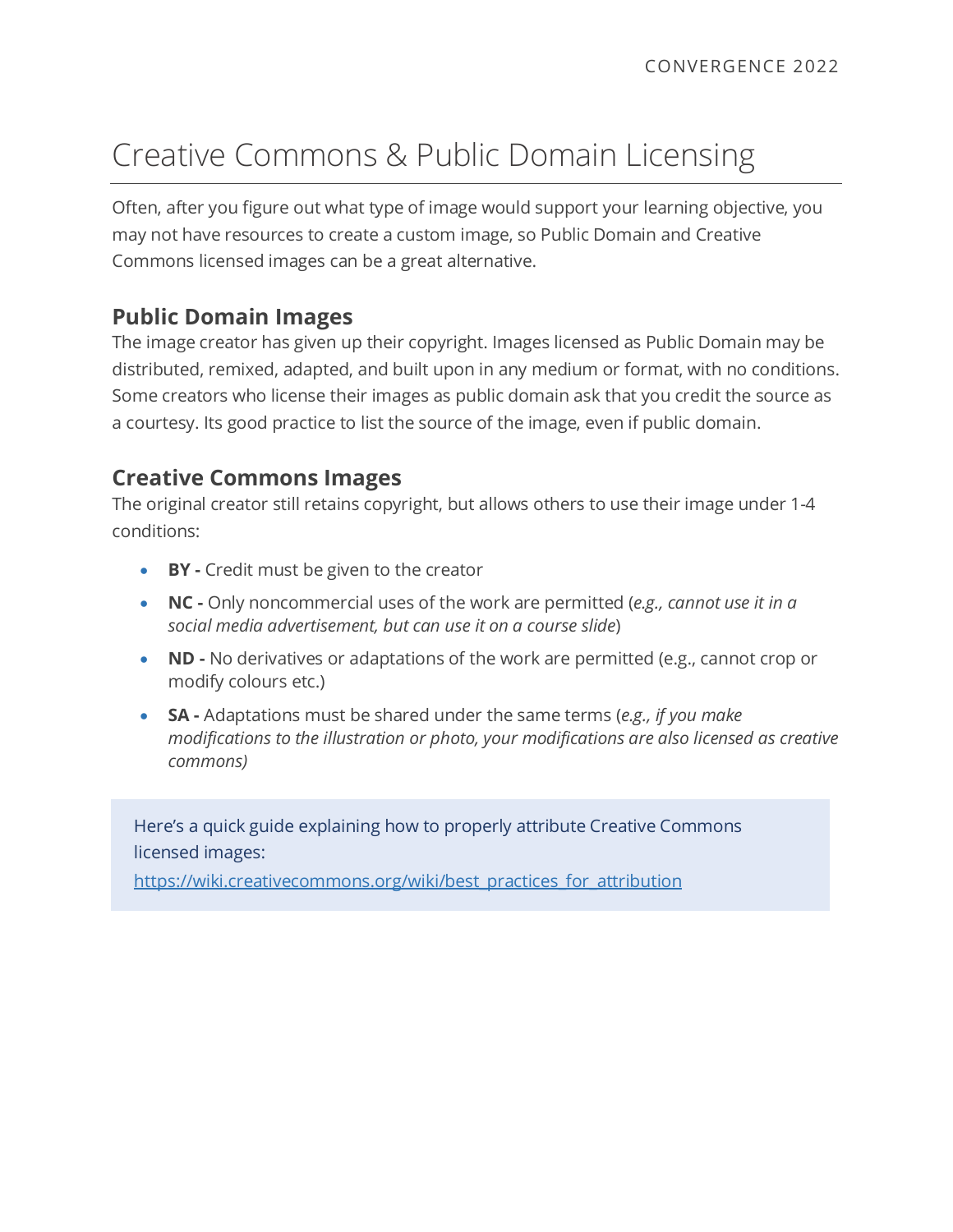# Creative Commons & Public Domain Licensing

Often, after you figure out what type of image would support your learning objective, you may not have resources to create a custom image, so Public Domain and Creative Commons licensed images can be a great alternative.

## Public Domain Images

The image creator has given up their copyright. Images licensed as Public Domain may be distributed, remixed, adapted, and built upon in any medium or format, with no conditions. Some creators who license their images as public domain ask that you credit the source as a courtesy. Its good practice to list the source of the image, even if public domain.

## Creative Commons Images

The original creator still retains copyright, but allows others to use their image under 1-4 conditions:

- **BY -** Credit must be given to the creator
- **NC -** Only noncommercial uses of the work are permitted (*e.g., cannot use it in a social media advertisement, but can use it on a course slide*)
- **ND -** No derivatives or adaptations of the work are permitted (e.g., cannot crop or modify colours etc.)
- **SA -** Adaptations must be shared under the same terms (*e.g., if you make modifications to the illustration or photo, your modifications are also licensed as creative commons)*

> Here's a quick guide explaining how to properly attribute Creative Commons licensed images:
> https://wiki.creativecommons.org/wiki/best_practices_for_attribution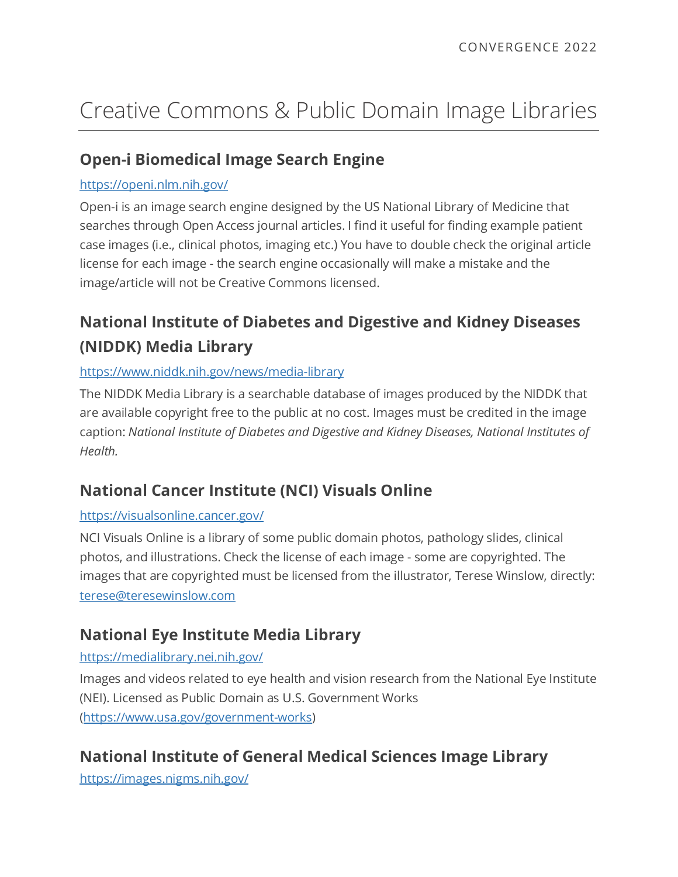# Creative Commons & Public Domain Image Libraries

## Open-i Biomedical Image Search Engine

[https://openi.nlm.nih.gov/](https://openi.nlm.nih.gov/)

Open-i is an image search engine designed by the US National Library of Medicine that searches through Open Access journal articles. I find it useful for finding example patient case images (i.e., clinical photos, imaging etc.) You have to double check the original article license for each image - the search engine occasionally will make a mistake and the image/article will not be Creative Commons licensed.

## National Institute of Diabetes and Digestive and Kidney Diseases (NIDDK) Media Library

[https://www.niddk.nih.gov/news/media-library](https://www.niddk.nih.gov/news/media-library)

The NIDDK Media Library is a searchable database of images produced by the NIDDK that are available copyright free to the public at no cost. Images must be credited in the image caption: *National Institute of Diabetes and Digestive and Kidney Diseases, National Institutes of Health.*

## National Cancer Institute (NCI) Visuals Online

[https://visualsonline.cancer.gov/](https://visualsonline.cancer.gov/)

NCI Visuals Online is a library of some public domain photos, pathology slides, clinical photos, and illustrations. Check the license of each image - some are copyrighted. The images that are copyrighted must be licensed from the illustrator, Terese Winslow, directly: [terese@teresewinslow.com](mailto:terese@teresewinslow.com)

## National Eye Institute Media Library

[https://medialibrary.nei.nih.gov/](https://medialibrary.nei.nih.gov/)

Images and videos related to eye health and vision research from the National Eye Institute (NEI). Licensed as Public Domain as U.S. Government Works ([https://www.usa.gov/government-works](https://www.usa.gov/government-works))

## National Institute of General Medical Sciences Image Library

[https://images.nigms.nih.gov/](https://images.nigms.nih.gov/)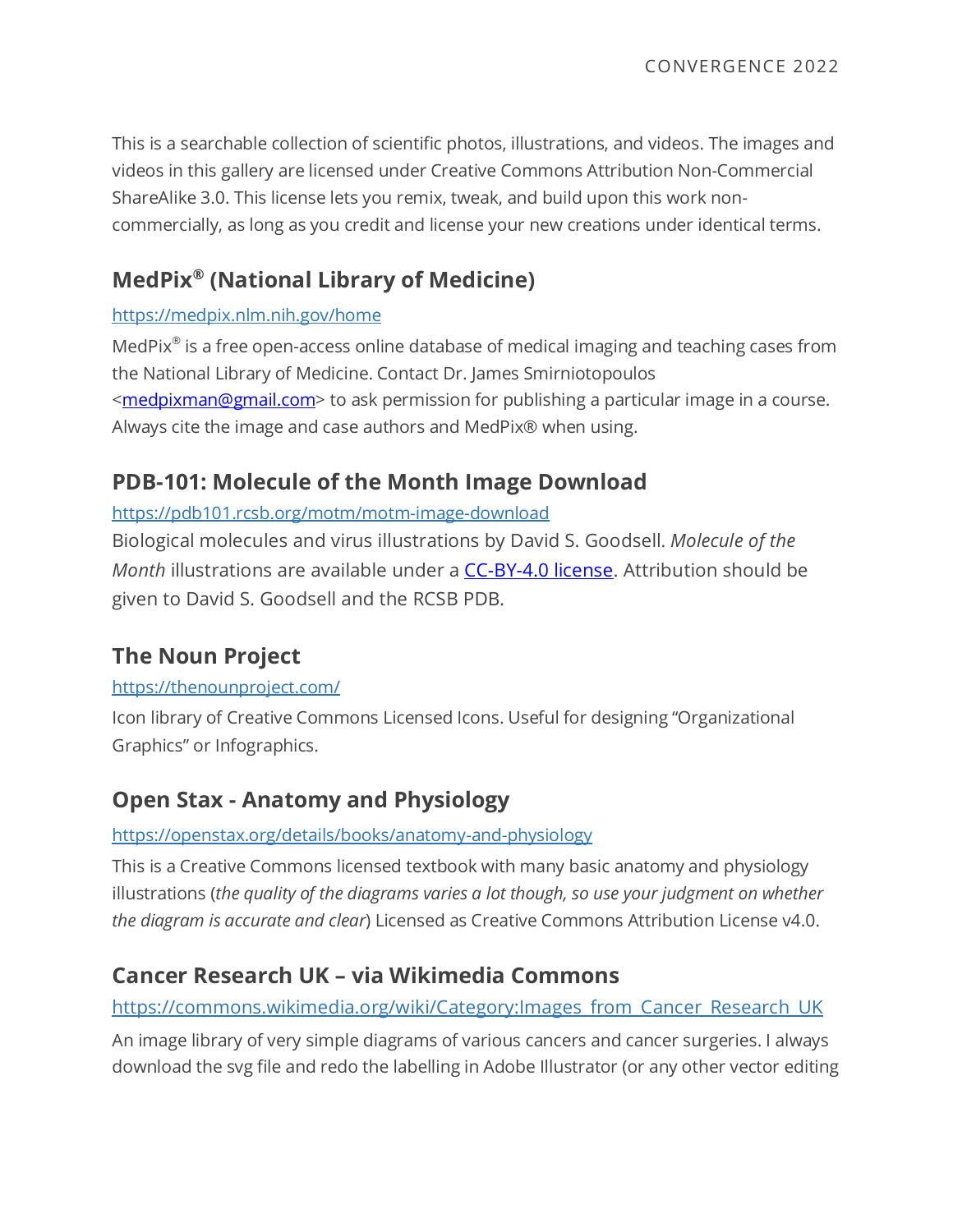This is a searchable collection of scientific photos, illustrations, and videos. The images and videos in this gallery are licensed under Creative Commons Attribution Non-Commercial ShareAlike 3.0. This license lets you remix, tweak, and build upon this work non-commercially, as long as you credit and license your new creations under identical terms.

## MedPix® (National Library of Medicine)

https://medpix.nlm.nih.gov/home

MedPix® is a free open-access online database of medical imaging and teaching cases from the National Library of Medicine. Contact Dr. James Smirniotopoulos <medpixman@gmail.com> to ask permission for publishing a particular image in a course. Always cite the image and case authors and MedPix® when using.

## PDB-101: Molecule of the Month Image Download

https://pdb101.rcsb.org/motm/motm-image-download

Biological molecules and virus illustrations by David S. Goodsell. *Molecule of the Month* illustrations are available under a CC-BY-4.0 license. Attribution should be given to David S. Goodsell and the RCSB PDB.

## The Noun Project

https://thenounproject.com/

Icon library of Creative Commons Licensed Icons. Useful for designing "Organizational Graphics" or Infographics.

## Open Stax - Anatomy and Physiology

https://openstax.org/details/books/anatomy-and-physiology

This is a Creative Commons licensed textbook with many basic anatomy and physiology illustrations (*the quality of the diagrams varies a lot though, so use your judgment on whether the diagram is accurate and clear*) Licensed as Creative Commons Attribution License v4.0.

## Cancer Research UK – via Wikimedia Commons

https://commons.wikimedia.org/wiki/Category:Images_from_Cancer_Research_UK

An image library of very simple diagrams of various cancers and cancer surgeries. I always download the svg file and redo the labelling in Adobe Illustrator (or any other vector editing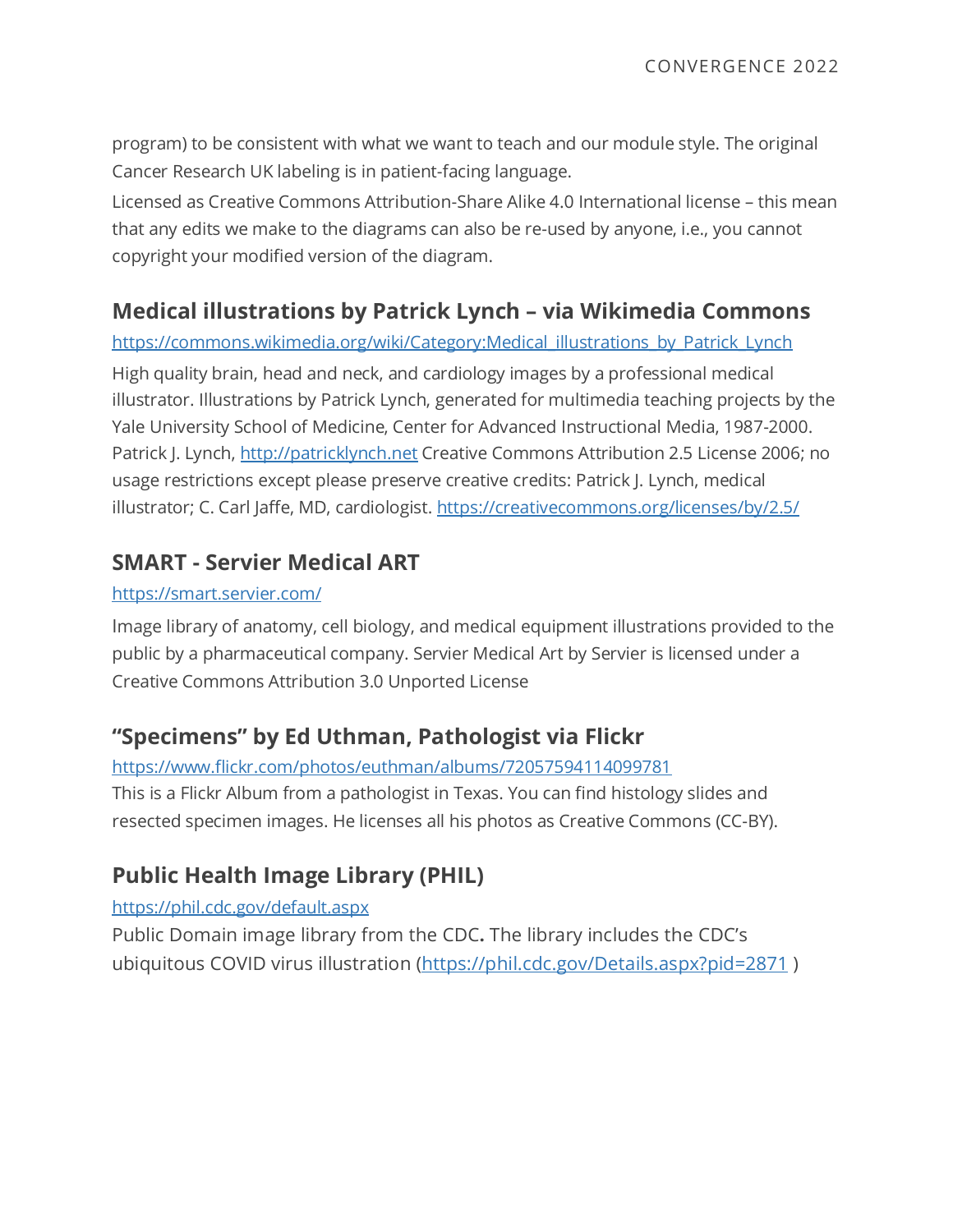program) to be consistent with what we want to teach and our module style. The original Cancer Research UK labeling is in patient-facing language.

Licensed as Creative Commons Attribution-Share Alike 4.0 International license – this mean that any edits we make to the diagrams can also be re-used by anyone, i.e., you cannot copyright your modified version of the diagram.

## Medical illustrations by Patrick Lynch – via Wikimedia Commons

https://commons.wikimedia.org/wiki/Category:Medical_illustrations_by_Patrick_Lynch

High quality brain, head and neck, and cardiology images by a professional medical illustrator. Illustrations by Patrick Lynch, generated for multimedia teaching projects by the Yale University School of Medicine, Center for Advanced Instructional Media, 1987-2000. Patrick J. Lynch, http://patricklynch.net Creative Commons Attribution 2.5 License 2006; no usage restrictions except please preserve creative credits: Patrick J. Lynch, medical illustrator; C. Carl Jaffe, MD, cardiologist. https://creativecommons.org/licenses/by/2.5/

## SMART - Servier Medical ART

https://smart.servier.com/

Image library of anatomy, cell biology, and medical equipment illustrations provided to the public by a pharmaceutical company. Servier Medical Art by Servier is licensed under a Creative Commons Attribution 3.0 Unported License

## "Specimens" by Ed Uthman, Pathologist via Flickr

https://www.flickr.com/photos/euthman/albums/72057594114099781

This is a Flickr Album from a pathologist in Texas. You can find histology slides and resected specimen images. He licenses all his photos as Creative Commons (CC-BY).

## Public Health Image Library (PHIL)

https://phil.cdc.gov/default.aspx

Public Domain image library from the CDC**.** The library includes the CDC's ubiquitous COVID virus illustration (https://phil.cdc.gov/Details.aspx?pid=2871 )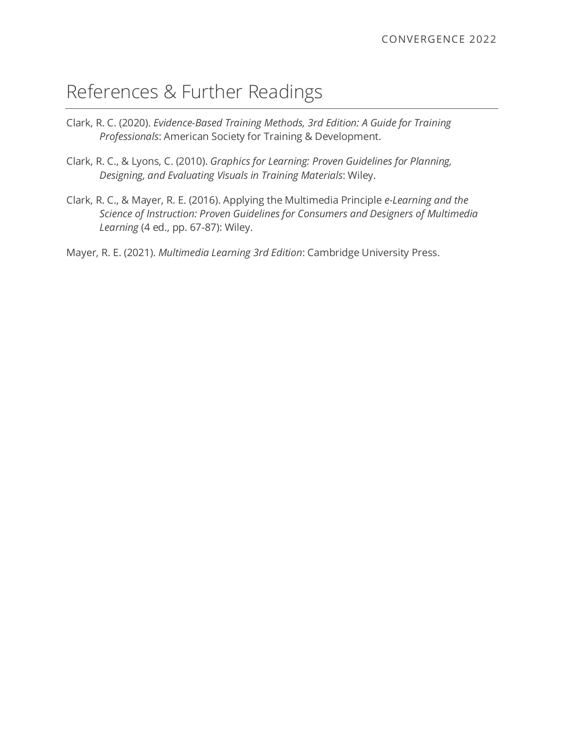# References & Further Readings

Clark, R. C. (2020). *Evidence-Based Training Methods, 3rd Edition: A Guide for Training Professionals*: American Society for Training & Development.

Clark, R. C., & Lyons, C. (2010). *Graphics for Learning: Proven Guidelines for Planning, Designing, and Evaluating Visuals in Training Materials*: Wiley.

Clark, R. C., & Mayer, R. E. (2016). Applying the Multimedia Principle *e-Learning and the Science of Instruction: Proven Guidelines for Consumers and Designers of Multimedia Learning* (4 ed., pp. 67-87): Wiley.

Mayer, R. E. (2021). *Multimedia Learning 3rd Edition*: Cambridge University Press.